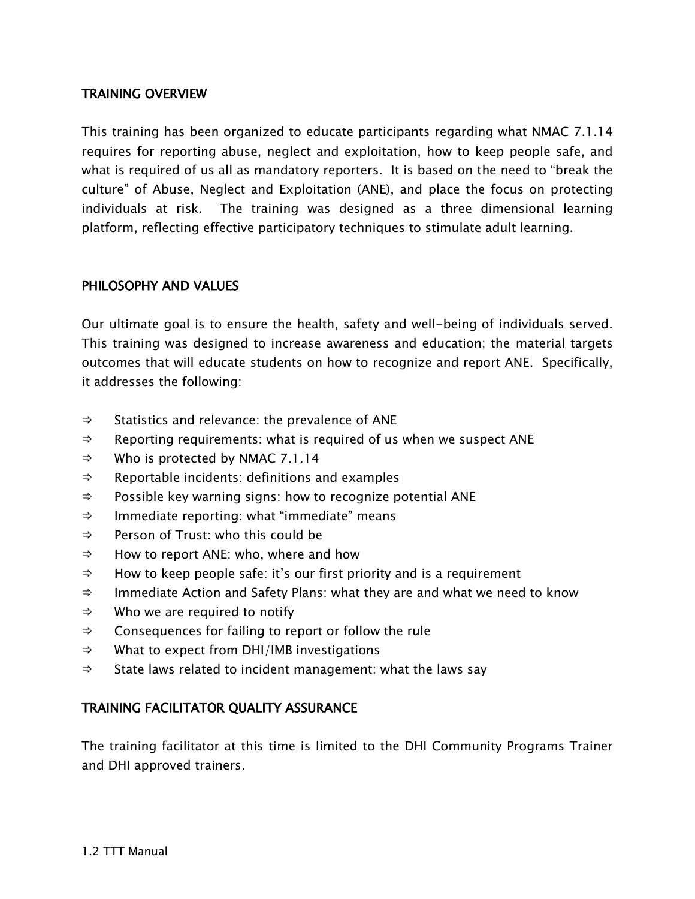## TRAINING OVERVIEW

This training has been organized to educate participants regarding what NMAC 7.1.14 requires for reporting abuse, neglect and exploitation, how to keep people safe, and what is required of us all as mandatory reporters. It is based on the need to "break the culture" of Abuse, Neglect and Exploitation (ANE), and place the focus on protecting individuals at risk. The training was designed as a three dimensional learning platform, reflecting effective participatory techniques to stimulate adult learning.

## PHILOSOPHY AND VALUES

Our ultimate goal is to ensure the health, safety and well-being of individuals served. This training was designed to increase awareness and education; the material targets outcomes that will educate students on how to recognize and report ANE. Specifically, it addresses the following:

- ⇨ Statistics and relevance: the prevalence of ANE
- ⇨ Reporting requirements: what is required of us when we suspect ANE
- ⇨ Who is protected by NMAC 7.1.14
- ⇨ Reportable incidents: definitions and examples
- ⇨ Possible key warning signs: how to recognize potential ANE
- ⇨ Immediate reporting: what "immediate" means
- ⇨ Person of Trust: who this could be
- ⇨ How to report ANE: who, where and how
- ⇨ How to keep people safe: it's our first priority and is a requirement
- ⇨ Immediate Action and Safety Plans: what they are and what we need to know
- ⇨ Who we are required to notify
- ⇨ Consequences for failing to report or follow the rule
- ⇨ What to expect from DHI/IMB investigations
- ⇨ State laws related to incident management: what the laws say

## TRAINING FACILITATOR QUALITY ASSURANCE

The training facilitator at this time is limited to the DHI Community Programs Trainer and DHI approved trainers.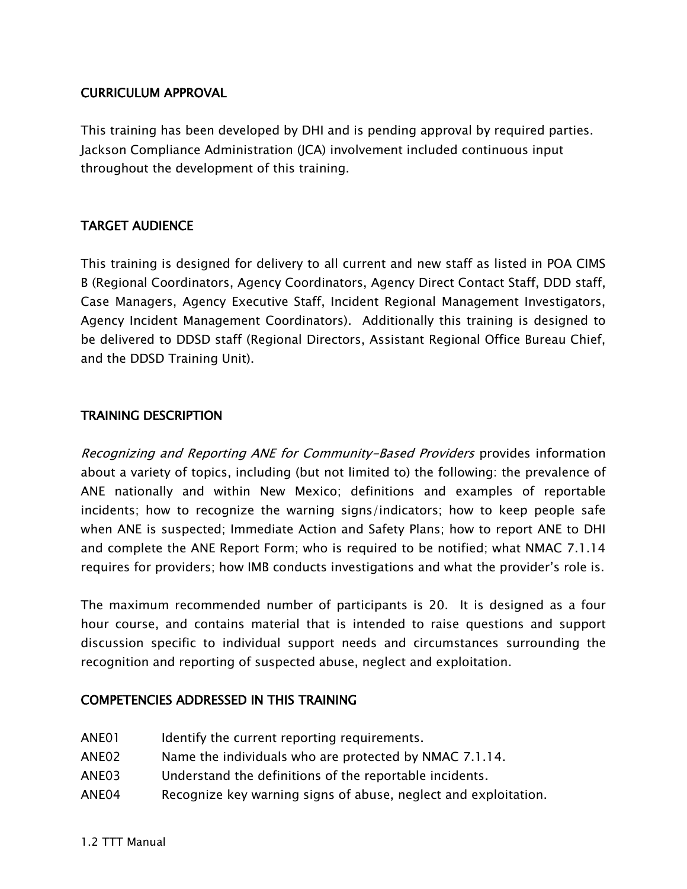## CURRICULUM APPROVAL

This training has been developed by DHI and is pending approval by required parties. Jackson Compliance Administration (JCA) involvement included continuous input throughout the development of this training.

## TARGET AUDIENCE

This training is designed for delivery to all current and new staff as listed in POA CIMS B (Regional Coordinators, Agency Coordinators, Agency Direct Contact Staff, DDD staff, Case Managers, Agency Executive Staff, Incident Regional Management Investigators, Agency Incident Management Coordinators). Additionally this training is designed to be delivered to DDSD staff (Regional Directors, Assistant Regional Office Bureau Chief, and the DDSD Training Unit).

## TRAINING DESCRIPTION

*Recognizing and Reporting ANE for Community-Based Providers* provides information about a variety of topics, including (but not limited to) the following: the prevalence of ANE nationally and within New Mexico; definitions and examples of reportable incidents; how to recognize the warning signs/indicators; how to keep people safe when ANE is suspected; Immediate Action and Safety Plans; how to report ANE to DHI and complete the ANE Report Form; who is required to be notified; what NMAC 7.1.14 requires for providers; how IMB conducts investigations and what the provider's role is.

The maximum recommended number of participants is 20. It is designed as a four hour course, and contains material that is intended to raise questions and support discussion specific to individual support needs and circumstances surrounding the recognition and reporting of suspected abuse, neglect and exploitation.

## COMPETENCIES ADDRESSED IN THIS TRAINING

- ANE01 Identify the current reporting requirements.
- ANE02 Name the individuals who are protected by NMAC 7.1.14.
- ANE03 Understand the definitions of the reportable incidents.
- ANE04 Recognize key warning signs of abuse, neglect and exploitation.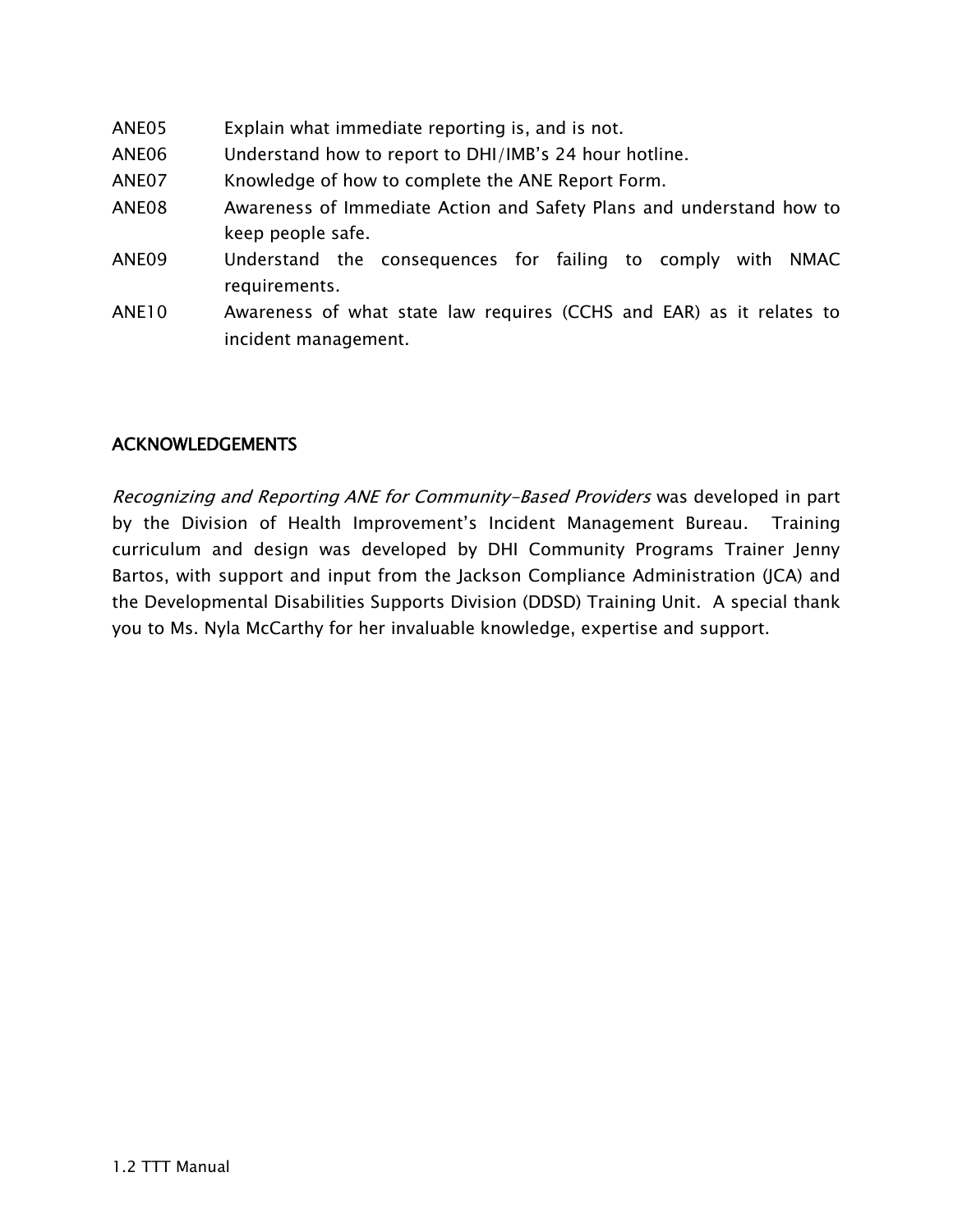ANE05 Explain what immediate reporting is, and is not.

ANE06 Understand how to report to DHI/IMB's 24 hour hotline.

ANE07 Knowledge of how to complete the ANE Report Form.

ANE08 Awareness of Immediate Action and Safety Plans and understand how to keep people safe.

ANE09 Understand the consequences for failing to comply with NMAC requirements.

ANE10 Awareness of what state law requires (CCHS and EAR) as it relates to incident management.

## ACKNOWLEDGEMENTS

*Recognizing and Reporting ANE for Community-Based Providers* was developed in part by the Division of Health Improvement's Incident Management Bureau. Training curriculum and design was developed by DHI Community Programs Trainer Jenny Bartos, with support and input from the Jackson Compliance Administration (JCA) and the Developmental Disabilities Supports Division (DDSD) Training Unit. A special thank you to Ms. Nyla McCarthy for her invaluable knowledge, expertise and support.